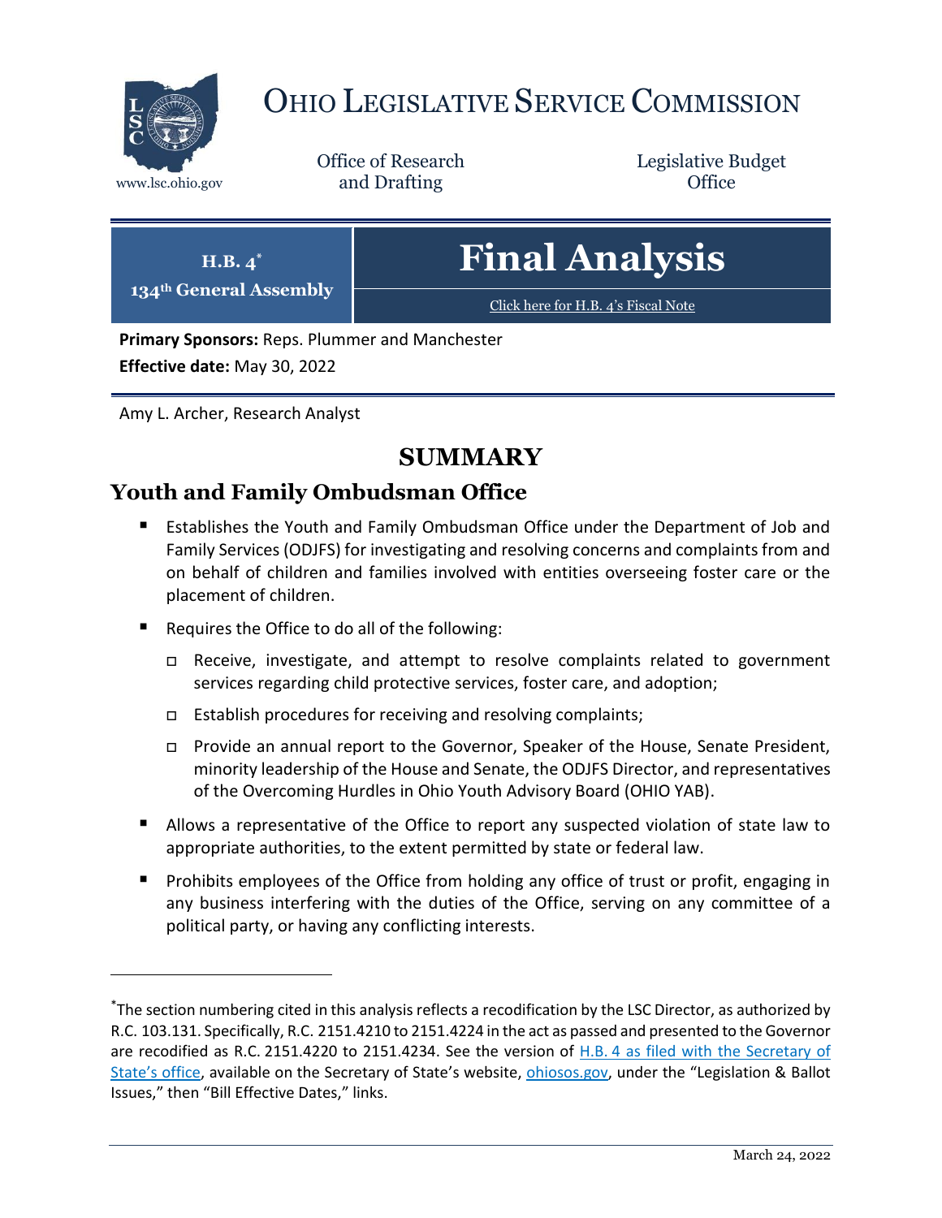# Ohio Legislative Service Commission

www.lsc.ohio.gov

Office of Research and Drafting

Legislative Budget Office

**H.B. 4***
**134th General Assembly**

# Final Analysis

Click here for H.B. 4's Fiscal Note

**Primary Sponsors:** Reps. Plummer and Manchester

**Effective date:** May 30, 2022

Amy L. Archer, Research Analyst

## SUMMARY

### Youth and Family Ombudsman Office

- Establishes the Youth and Family Ombudsman Office under the Department of Job and Family Services (ODJFS) for investigating and resolving concerns and complaints from and on behalf of children and families involved with entities overseeing foster care or the placement of children.
- Requires the Office to do all of the following:
  - Receive, investigate, and attempt to resolve complaints related to government services regarding child protective services, foster care, and adoption;
  - Establish procedures for receiving and resolving complaints;
  - Provide an annual report to the Governor, Speaker of the House, Senate President, minority leadership of the House and Senate, the ODJFS Director, and representatives of the Overcoming Hurdles in Ohio Youth Advisory Board (OHIO YAB).
- Allows a representative of the Office to report any suspected violation of state law to appropriate authorities, to the extent permitted by state or federal law.
- Prohibits employees of the Office from holding any office of trust or profit, engaging in any business interfering with the duties of the Office, serving on any committee of a political party, or having any conflicting interests.

---

*The section numbering cited in this analysis reflects a recodification by the LSC Director, as authorized by R.C. 103.131. Specifically, R.C. 2151.4210 to 2151.4224 in the act as passed and presented to the Governor are recodified as R.C. 2151.4220 to 2151.4234. See the version of H.B. 4 as filed with the Secretary of State's office, available on the Secretary of State's website, ohiosos.gov, under the "Legislation & Ballot Issues," then "Bill Effective Dates," links.

March 24, 2022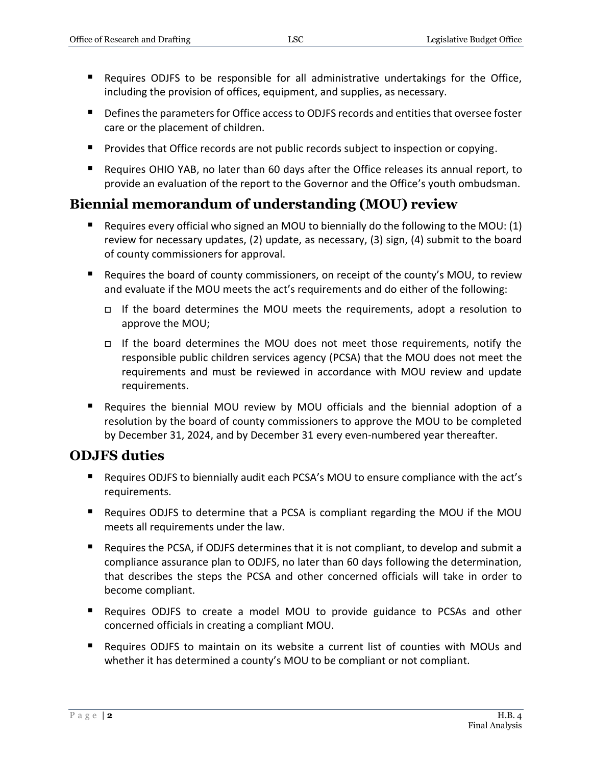- Requires ODJFS to be responsible for all administrative undertakings for the Office, including the provision of offices, equipment, and supplies, as necessary.
- Defines the parameters for Office access to ODJFS records and entities that oversee foster care or the placement of children.
- Provides that Office records are not public records subject to inspection or copying.
- Requires OHIO YAB, no later than 60 days after the Office releases its annual report, to provide an evaluation of the report to the Governor and the Office's youth ombudsman.

## Biennial memorandum of understanding (MOU) review

- Requires every official who signed an MOU to biennially do the following to the MOU: (1) review for necessary updates, (2) update, as necessary, (3) sign, (4) submit to the board of county commissioners for approval.
- Requires the board of county commissioners, on receipt of the county's MOU, to review and evaluate if the MOU meets the act's requirements and do either of the following:
  - If the board determines the MOU meets the requirements, adopt a resolution to approve the MOU;
  - If the board determines the MOU does not meet those requirements, notify the responsible public children services agency (PCSA) that the MOU does not meet the requirements and must be reviewed in accordance with MOU review and update requirements.
- Requires the biennial MOU review by MOU officials and the biennial adoption of a resolution by the board of county commissioners to approve the MOU to be completed by December 31, 2024, and by December 31 every even-numbered year thereafter.

## ODJFS duties

- Requires ODJFS to biennially audit each PCSA's MOU to ensure compliance with the act's requirements.
- Requires ODJFS to determine that a PCSA is compliant regarding the MOU if the MOU meets all requirements under the law.
- Requires the PCSA, if ODJFS determines that it is not compliant, to develop and submit a compliance assurance plan to ODJFS, no later than 60 days following the determination, that describes the steps the PCSA and other concerned officials will take in order to become compliant.
- Requires ODJFS to create a model MOU to provide guidance to PCSAs and other concerned officials in creating a compliant MOU.
- Requires ODJFS to maintain on its website a current list of counties with MOUs and whether it has determined a county's MOU to be compliant or not compliant.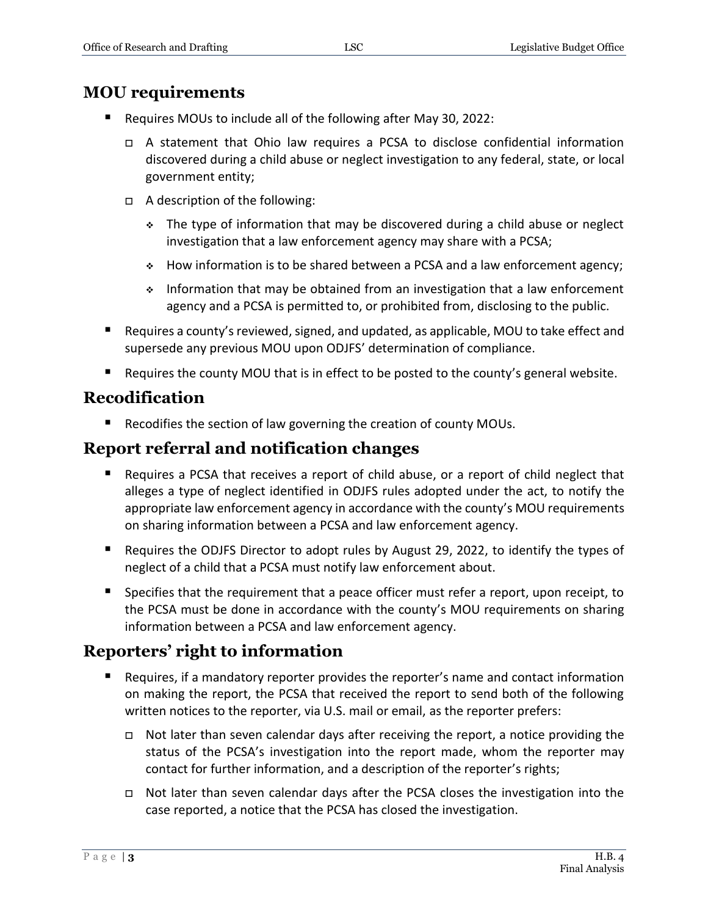## MOU requirements

- Requires MOUs to include all of the following after May 30, 2022:
  - A statement that Ohio law requires a PCSA to disclose confidential information discovered during a child abuse or neglect investigation to any federal, state, or local government entity;
  - A description of the following:
    - The type of information that may be discovered during a child abuse or neglect investigation that a law enforcement agency may share with a PCSA;
    - How information is to be shared between a PCSA and a law enforcement agency;
    - Information that may be obtained from an investigation that a law enforcement agency and a PCSA is permitted to, or prohibited from, disclosing to the public.
- Requires a county's reviewed, signed, and updated, as applicable, MOU to take effect and supersede any previous MOU upon ODJFS' determination of compliance.
- Requires the county MOU that is in effect to be posted to the county's general website.

## Recodification

- Recodifies the section of law governing the creation of county MOUs.

## Report referral and notification changes

- Requires a PCSA that receives a report of child abuse, or a report of child neglect that alleges a type of neglect identified in ODJFS rules adopted under the act, to notify the appropriate law enforcement agency in accordance with the county's MOU requirements on sharing information between a PCSA and law enforcement agency.
- Requires the ODJFS Director to adopt rules by August 29, 2022, to identify the types of neglect of a child that a PCSA must notify law enforcement about.
- Specifies that the requirement that a peace officer must refer a report, upon receipt, to the PCSA must be done in accordance with the county's MOU requirements on sharing information between a PCSA and law enforcement agency.

## Reporters' right to information

- Requires, if a mandatory reporter provides the reporter's name and contact information on making the report, the PCSA that received the report to send both of the following written notices to the reporter, via U.S. mail or email, as the reporter prefers:
  - Not later than seven calendar days after receiving the report, a notice providing the status of the PCSA's investigation into the report made, whom the reporter may contact for further information, and a description of the reporter's rights;
  - Not later than seven calendar days after the PCSA closes the investigation into the case reported, a notice that the PCSA has closed the investigation.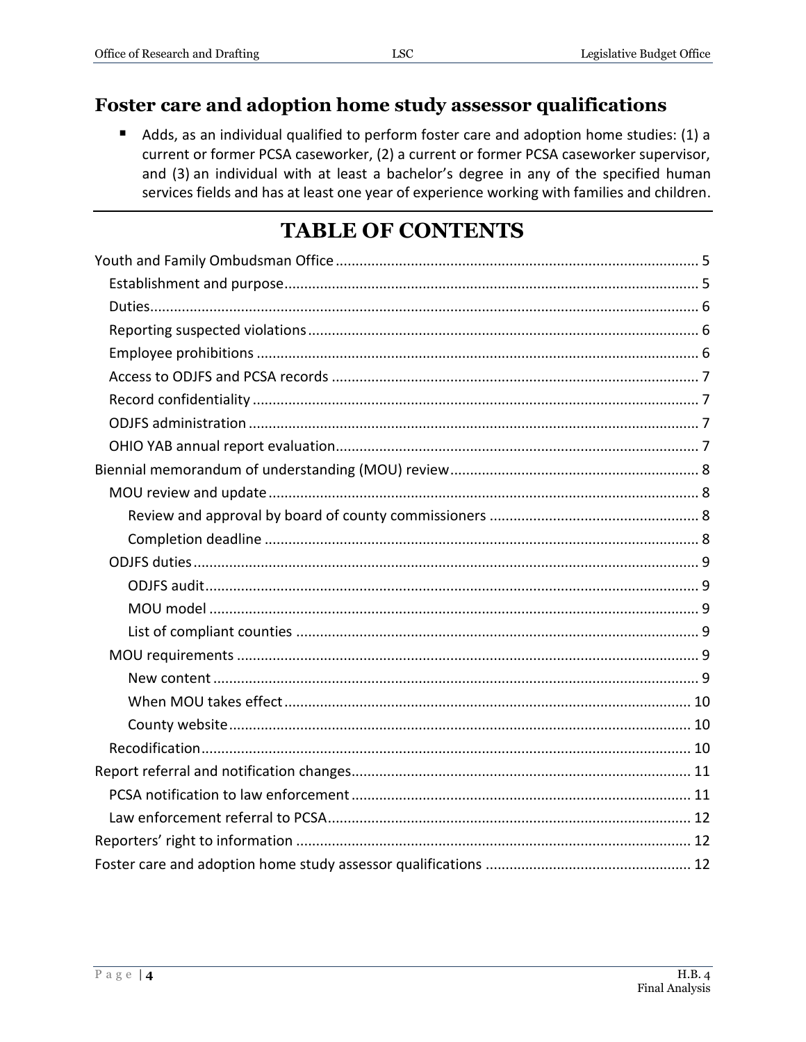## Foster care and adoption home study assessor qualifications

- Adds, as an individual qualified to perform foster care and adoption home studies: (1) a current or former PCSA caseworker, (2) a current or former PCSA caseworker supervisor, and (3) an individual with at least a bachelor's degree in any of the specified human services fields and has at least one year of experience working with families and children.

---

# TABLE OF CONTENTS

Youth and Family Ombudsman Office ........................................................................................... 5
- Establishment and purpose ........................................................................................................ 5
- Duties ......................................................................................................................................... 6
- Reporting suspected violations .................................................................................................. 6
- Employee prohibitions ............................................................................................................... 6
- Access to ODJFS and PCSA records ............................................................................................ 7
- Record confidentiality ................................................................................................................ 7
- ODJFS administration ................................................................................................................. 7
- OHIO YAB annual report evaluation ........................................................................................... 7

Biennial memorandum of understanding (MOU) review ............................................................... 8
- MOU review and update ............................................................................................................ 8
  - Review and approval by board of county commissioners ..................................................... 8
  - Completion deadline ............................................................................................................. 8
- ODJFS duties .............................................................................................................................. 9
  - ODJFS audit ............................................................................................................................ 9
  - MOU model ........................................................................................................................... 9
  - List of compliant counties ..................................................................................................... 9
- MOU requirements .................................................................................................................... 9
  - New content .......................................................................................................................... 9
  - When MOU takes effect ...................................................................................................... 10
  - County website .................................................................................................................... 10
- Recodification .......................................................................................................................... 10

Report referral and notification changes ..................................................................................... 11
- PCSA notification to law enforcement ..................................................................................... 11
- Law enforcement referral to PCSA ........................................................................................... 12

Reporters' right to information ................................................................................................... 12

Foster care and adoption home study assessor qualifications .................................................... 12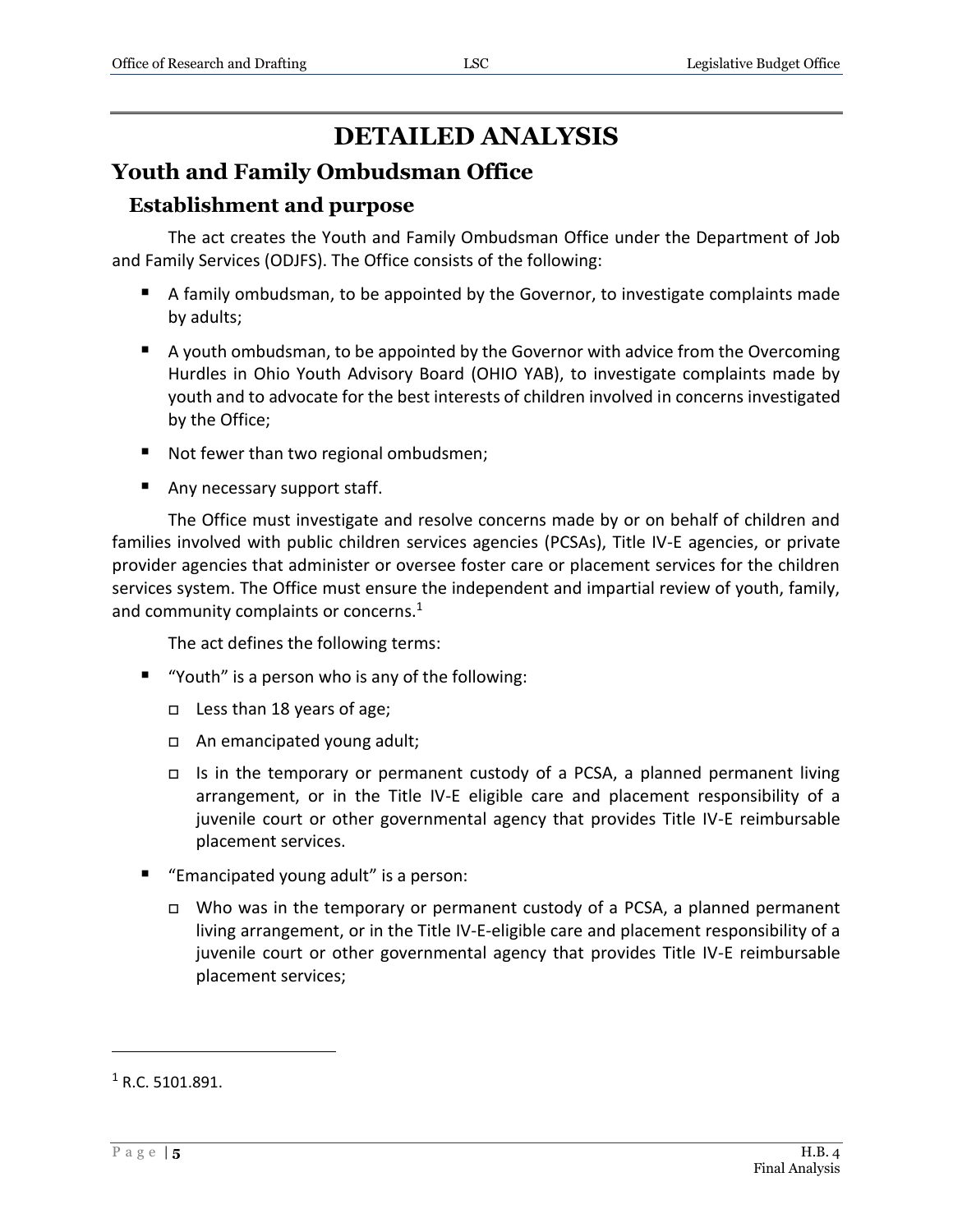# DETAILED ANALYSIS

## Youth and Family Ombudsman Office

### Establishment and purpose

The act creates the Youth and Family Ombudsman Office under the Department of Job and Family Services (ODJFS). The Office consists of the following:

- A family ombudsman, to be appointed by the Governor, to investigate complaints made by adults;
- A youth ombudsman, to be appointed by the Governor with advice from the Overcoming Hurdles in Ohio Youth Advisory Board (OHIO YAB), to investigate complaints made by youth and to advocate for the best interests of children involved in concerns investigated by the Office;
- Not fewer than two regional ombudsmen;
- Any necessary support staff.

The Office must investigate and resolve concerns made by or on behalf of children and families involved with public children services agencies (PCSAs), Title IV-E agencies, or private provider agencies that administer or oversee foster care or placement services for the children services system. The Office must ensure the independent and impartial review of youth, family, and community complaints or concerns.[1]

The act defines the following terms:

- "Youth" is a person who is any of the following:
  - Less than 18 years of age;
  - An emancipated young adult;
  - Is in the temporary or permanent custody of a PCSA, a planned permanent living arrangement, or in the Title IV-E eligible care and placement responsibility of a juvenile court or other governmental agency that provides Title IV-E reimbursable placement services.
- "Emancipated young adult" is a person:
  - Who was in the temporary or permanent custody of a PCSA, a planned permanent living arrangement, or in the Title IV-E-eligible care and placement responsibility of a juvenile court or other governmental agency that provides Title IV-E reimbursable placement services;

[1] R.C. 5101.891.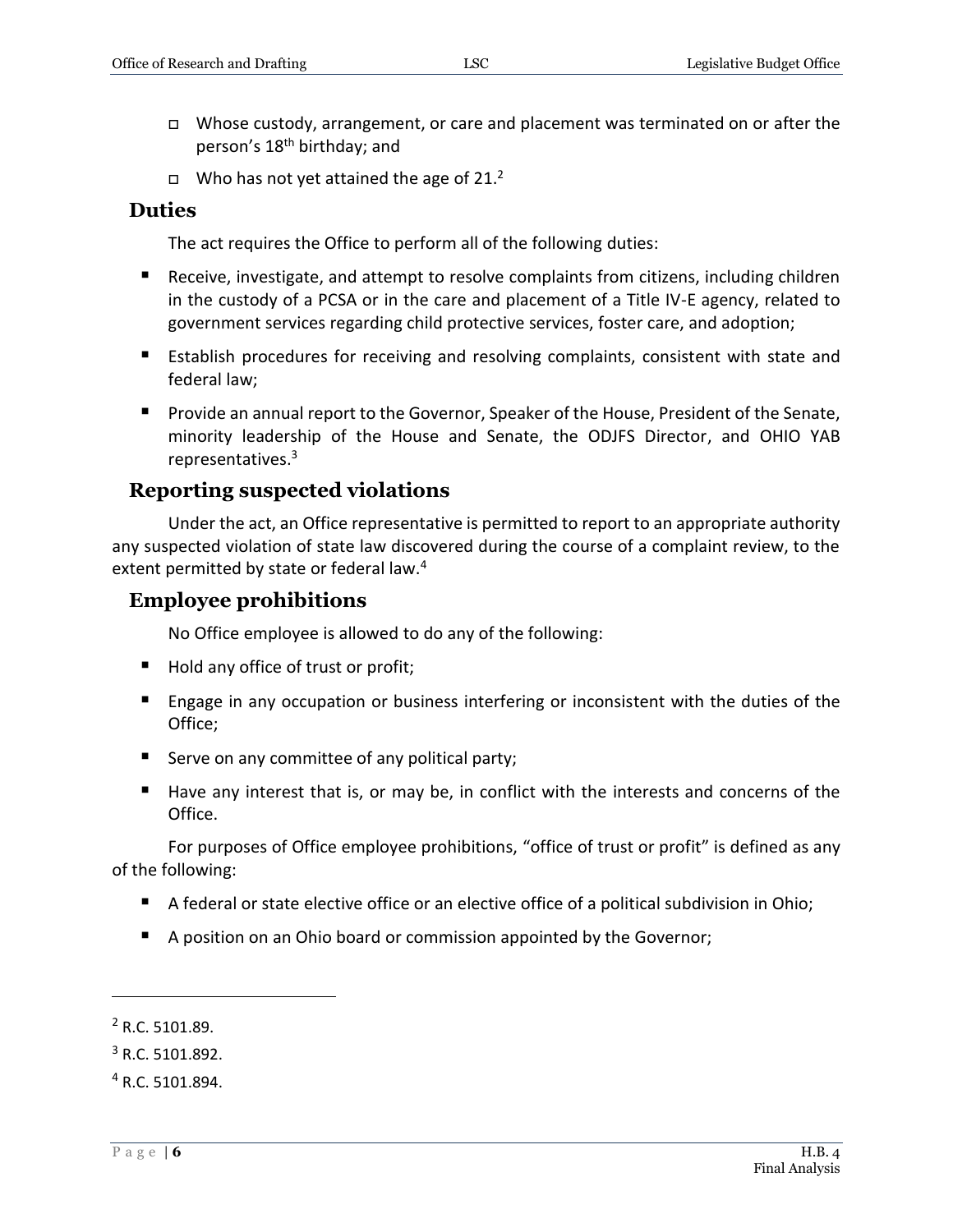- Whose custody, arrangement, or care and placement was terminated on or after the person's 18th birthday; and
- Who has not yet attained the age of 21.[2]

## Duties

The act requires the Office to perform all of the following duties:

- Receive, investigate, and attempt to resolve complaints from citizens, including children in the custody of a PCSA or in the care and placement of a Title IV-E agency, related to government services regarding child protective services, foster care, and adoption;
- Establish procedures for receiving and resolving complaints, consistent with state and federal law;
- Provide an annual report to the Governor, Speaker of the House, President of the Senate, minority leadership of the House and Senate, the ODJFS Director, and OHIO YAB representatives.[3]

## Reporting suspected violations

Under the act, an Office representative is permitted to report to an appropriate authority any suspected violation of state law discovered during the course of a complaint review, to the extent permitted by state or federal law.[4]

## Employee prohibitions

No Office employee is allowed to do any of the following:

- Hold any office of trust or profit;
- Engage in any occupation or business interfering or inconsistent with the duties of the Office;
- Serve on any committee of any political party;
- Have any interest that is, or may be, in conflict with the interests and concerns of the Office.

For purposes of Office employee prohibitions, "office of trust or profit" is defined as any of the following:

- A federal or state elective office or an elective office of a political subdivision in Ohio;
- A position on an Ohio board or commission appointed by the Governor;

---

[2] R.C. 5101.89.

[3] R.C. 5101.892.

[4] R.C. 5101.894.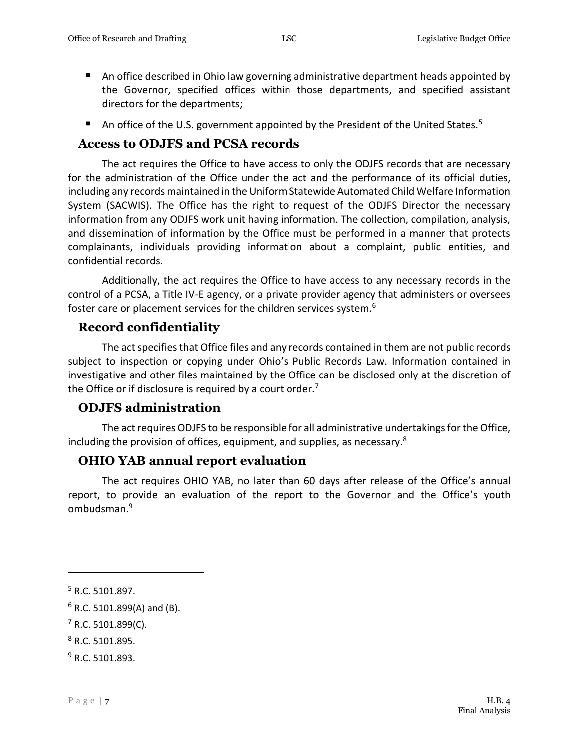- An office described in Ohio law governing administrative department heads appointed by the Governor, specified offices within those departments, and specified assistant directors for the departments;
- An office of the U.S. government appointed by the President of the United States.[5]

## Access to ODJFS and PCSA records

The act requires the Office to have access to only the ODJFS records that are necessary for the administration of the Office under the act and the performance of its official duties, including any records maintained in the Uniform Statewide Automated Child Welfare Information System (SACWIS). The Office has the right to request of the ODJFS Director the necessary information from any ODJFS work unit having information. The collection, compilation, analysis, and dissemination of information by the Office must be performed in a manner that protects complainants, individuals providing information about a complaint, public entities, and confidential records.

Additionally, the act requires the Office to have access to any necessary records in the control of a PCSA, a Title IV-E agency, or a private provider agency that administers or oversees foster care or placement services for the children services system.[6]

## Record confidentiality

The act specifies that Office files and any records contained in them are not public records subject to inspection or copying under Ohio's Public Records Law. Information contained in investigative and other files maintained by the Office can be disclosed only at the discretion of the Office or if disclosure is required by a court order.[7]

## ODJFS administration

The act requires ODJFS to be responsible for all administrative undertakings for the Office, including the provision of offices, equipment, and supplies, as necessary.[8]

## OHIO YAB annual report evaluation

The act requires OHIO YAB, no later than 60 days after release of the Office's annual report, to provide an evaluation of the report to the Governor and the Office's youth ombudsman.[9]

---

[5] R.C. 5101.897.

[6] R.C. 5101.899(A) and (B).

[7] R.C. 5101.899(C).

[8] R.C. 5101.895.

[9] R.C. 5101.893.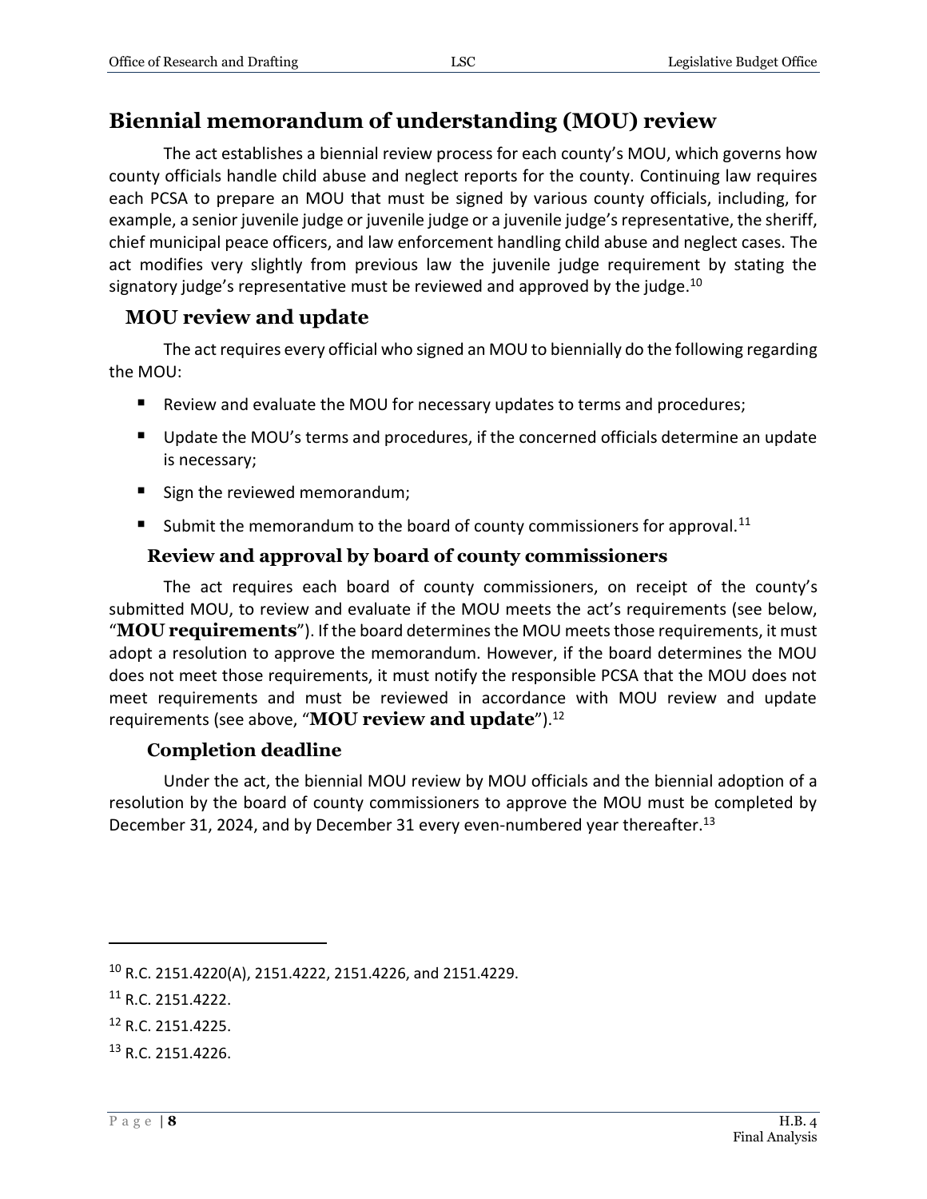## Biennial memorandum of understanding (MOU) review

The act establishes a biennial review process for each county's MOU, which governs how county officials handle child abuse and neglect reports for the county. Continuing law requires each PCSA to prepare an MOU that must be signed by various county officials, including, for example, a senior juvenile judge or juvenile judge or a juvenile judge's representative, the sheriff, chief municipal peace officers, and law enforcement handling child abuse and neglect cases. The act modifies very slightly from previous law the juvenile judge requirement by stating the signatory judge's representative must be reviewed and approved by the judge.[10]

### MOU review and update

The act requires every official who signed an MOU to biennially do the following regarding the MOU:

- Review and evaluate the MOU for necessary updates to terms and procedures;
- Update the MOU's terms and procedures, if the concerned officials determine an update is necessary;
- Sign the reviewed memorandum;
- Submit the memorandum to the board of county commissioners for approval.[11]

#### Review and approval by board of county commissioners

The act requires each board of county commissioners, on receipt of the county's submitted MOU, to review and evaluate if the MOU meets the act's requirements (see below, "**MOU requirements**"). If the board determines the MOU meets those requirements, it must adopt a resolution to approve the memorandum. However, if the board determines the MOU does not meet those requirements, it must notify the responsible PCSA that the MOU does not meet requirements and must be reviewed in accordance with MOU review and update requirements (see above, "**MOU review and update**").[12]

#### Completion deadline

Under the act, the biennial MOU review by MOU officials and the biennial adoption of a resolution by the board of county commissioners to approve the MOU must be completed by December 31, 2024, and by December 31 every even-numbered year thereafter.[13]

---

[10] R.C. 2151.4220(A), 2151.4222, 2151.4226, and 2151.4229.

[11] R.C. 2151.4222.

[12] R.C. 2151.4225.

[13] R.C. 2151.4226.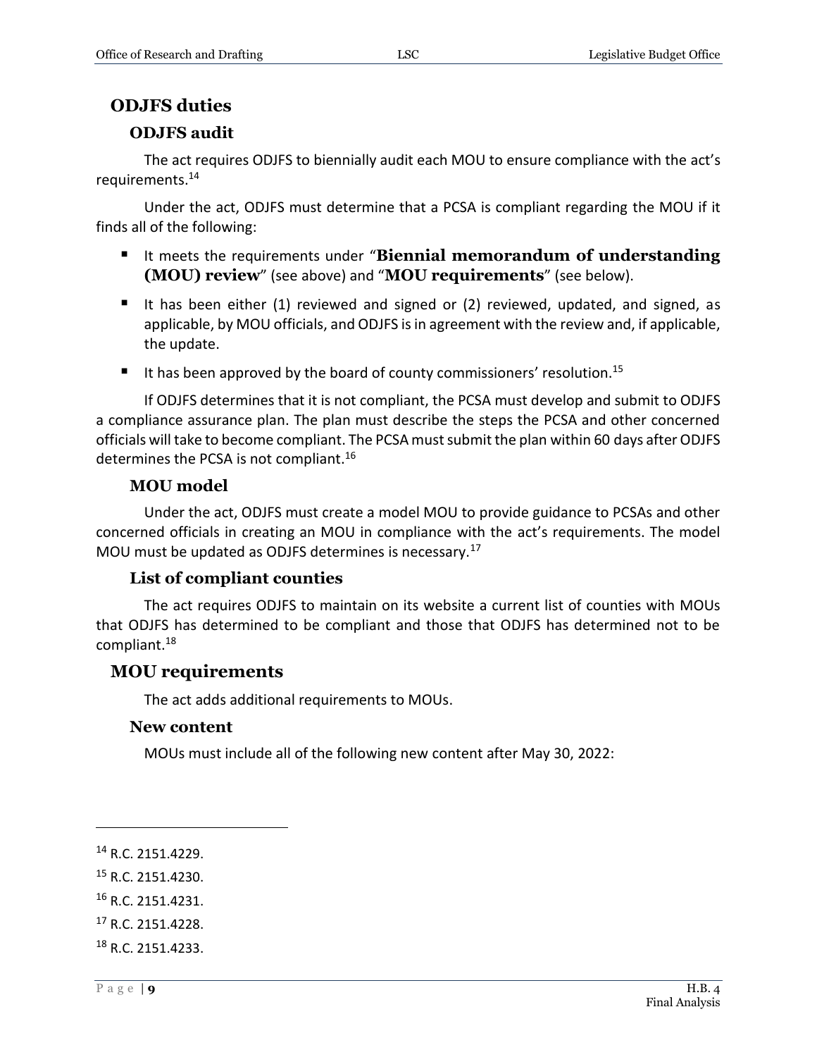## ODJFS duties

### ODJFS audit

The act requires ODJFS to biennially audit each MOU to ensure compliance with the act's requirements.[14]

Under the act, ODJFS must determine that a PCSA is compliant regarding the MOU if it finds all of the following:

- It meets the requirements under "**Biennial memorandum of understanding (MOU) review**" (see above) and "**MOU requirements**" (see below).
- It has been either (1) reviewed and signed or (2) reviewed, updated, and signed, as applicable, by MOU officials, and ODJFS is in agreement with the review and, if applicable, the update.
- It has been approved by the board of county commissioners' resolution.[15]

If ODJFS determines that it is not compliant, the PCSA must develop and submit to ODJFS a compliance assurance plan. The plan must describe the steps the PCSA and other concerned officials will take to become compliant. The PCSA must submit the plan within 60 days after ODJFS determines the PCSA is not compliant.[16]

### MOU model

Under the act, ODJFS must create a model MOU to provide guidance to PCSAs and other concerned officials in creating an MOU in compliance with the act's requirements. The model MOU must be updated as ODJFS determines is necessary.[17]

### List of compliant counties

The act requires ODJFS to maintain on its website a current list of counties with MOUs that ODJFS has determined to be compliant and those that ODJFS has determined not to be compliant.[18]

## MOU requirements

The act adds additional requirements to MOUs.

### New content

MOUs must include all of the following new content after May 30, 2022:

---

[14] R.C. 2151.4229.

[15] R.C. 2151.4230.

[16] R.C. 2151.4231.

[17] R.C. 2151.4228.

[18] R.C. 2151.4233.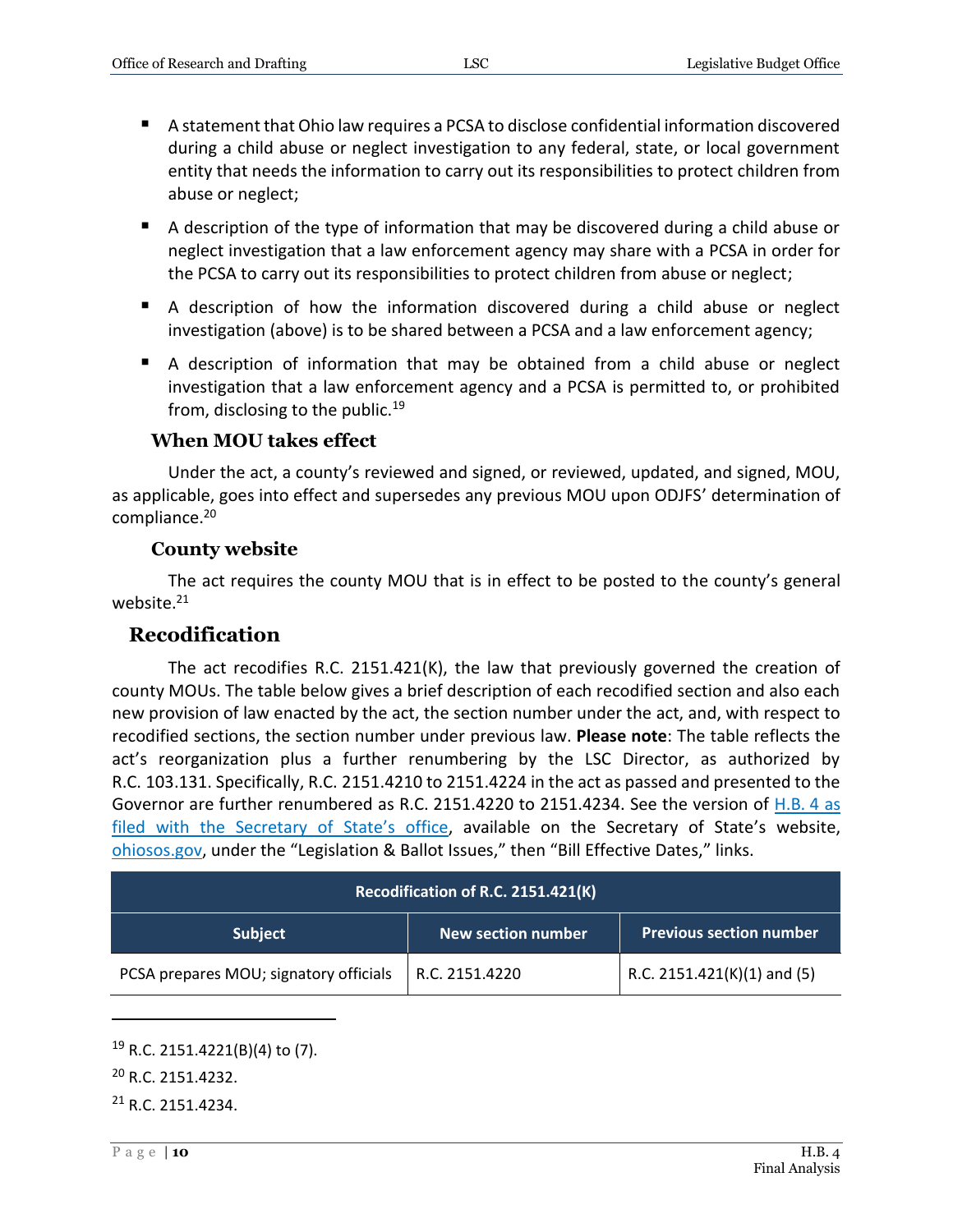- A statement that Ohio law requires a PCSA to disclose confidential information discovered during a child abuse or neglect investigation to any federal, state, or local government entity that needs the information to carry out its responsibilities to protect children from abuse or neglect;
- A description of the type of information that may be discovered during a child abuse or neglect investigation that a law enforcement agency may share with a PCSA in order for the PCSA to carry out its responsibilities to protect children from abuse or neglect;
- A description of how the information discovered during a child abuse or neglect investigation (above) is to be shared between a PCSA and a law enforcement agency;
- A description of information that may be obtained from a child abuse or neglect investigation that a law enforcement agency and a PCSA is permitted to, or prohibited from, disclosing to the public.[19]

### When MOU takes effect

Under the act, a county's reviewed and signed, or reviewed, updated, and signed, MOU, as applicable, goes into effect and supersedes any previous MOU upon ODJFS' determination of compliance.[20]

### County website

The act requires the county MOU that is in effect to be posted to the county's general website.[21]

## Recodification

The act recodifies R.C. 2151.421(K), the law that previously governed the creation of county MOUs. The table below gives a brief description of each recodified section and also each new provision of law enacted by the act, the section number under the act, and, with respect to recodified sections, the section number under previous law. **Please note**: The table reflects the act's reorganization plus a further renumbering by the LSC Director, as authorized by R.C. 103.131. Specifically, R.C. 2151.4210 to 2151.4224 in the act as passed and presented to the Governor are further renumbered as R.C. 2151.4220 to 2151.4234. See the version of H.B. 4 as filed with the Secretary of State's office, available on the Secretary of State's website, ohiosos.gov, under the "Legislation & Ballot Issues," then "Bill Effective Dates," links.

| Recodification of R.C. 2151.421(K) | | |
|---|---|---|
| **Subject** | **New section number** | **Previous section number** |
| PCSA prepares MOU; signatory officials | R.C. 2151.4220 | R.C. 2151.421(K)(1) and (5) |

[19] R.C. 2151.4221(B)(4) to (7).

[20] R.C. 2151.4232.

[21] R.C. 2151.4234.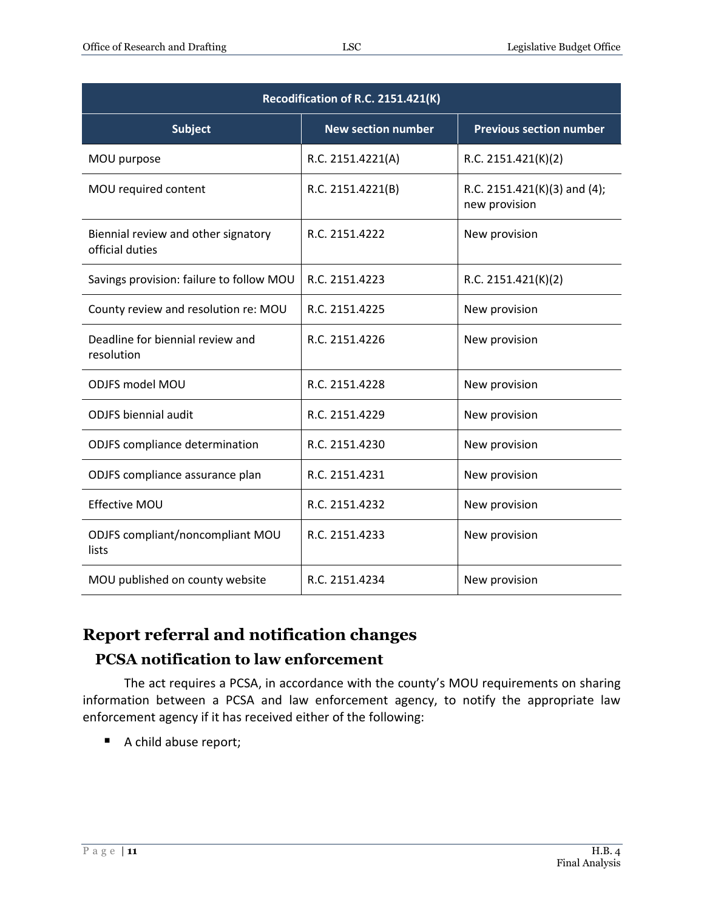| Recodification of R.C. 2151.421(K) | | |
|---|---|---|
| **Subject** | **New section number** | **Previous section number** |
| MOU purpose | R.C. 2151.4221(A) | R.C. 2151.421(K)(2) |
| MOU required content | R.C. 2151.4221(B) | R.C. 2151.421(K)(3) and (4); new provision |
| Biennial review and other signatory official duties | R.C. 2151.4222 | New provision |
| Savings provision: failure to follow MOU | R.C. 2151.4223 | R.C. 2151.421(K)(2) |
| County review and resolution re: MOU | R.C. 2151.4225 | New provision |
| Deadline for biennial review and resolution | R.C. 2151.4226 | New provision |
| ODJFS model MOU | R.C. 2151.4228 | New provision |
| ODJFS biennial audit | R.C. 2151.4229 | New provision |
| ODJFS compliance determination | R.C. 2151.4230 | New provision |
| ODJFS compliance assurance plan | R.C. 2151.4231 | New provision |
| Effective MOU | R.C. 2151.4232 | New provision |
| ODJFS compliant/noncompliant MOU lists | R.C. 2151.4233 | New provision |
| MOU published on county website | R.C. 2151.4234 | New provision |

## Report referral and notification changes

### PCSA notification to law enforcement

The act requires a PCSA, in accordance with the county's MOU requirements on sharing information between a PCSA and law enforcement agency, to notify the appropriate law enforcement agency if it has received either of the following:

- A child abuse report;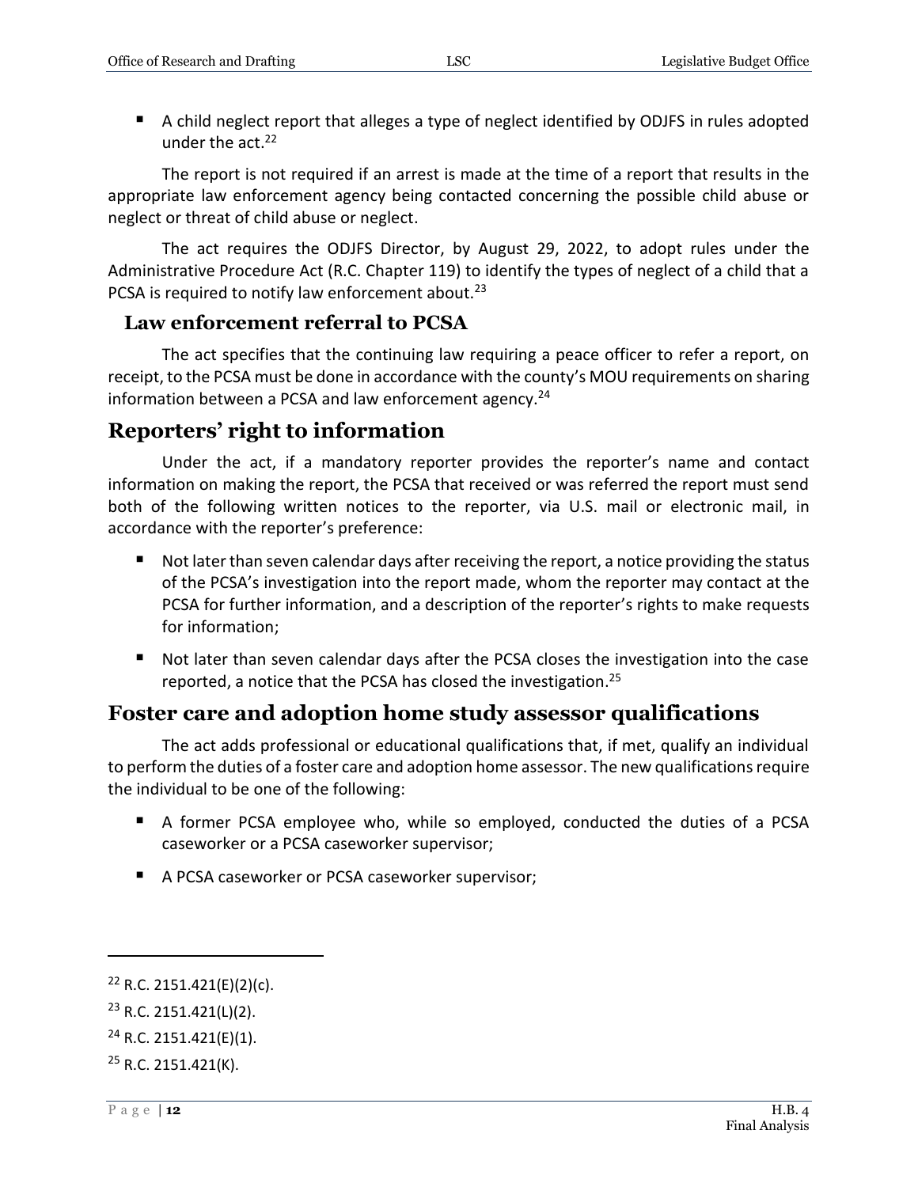- A child neglect report that alleges a type of neglect identified by ODJFS in rules adopted under the act.[22]

The report is not required if an arrest is made at the time of a report that results in the appropriate law enforcement agency being contacted concerning the possible child abuse or neglect or threat of child abuse or neglect.

The act requires the ODJFS Director, by August 29, 2022, to adopt rules under the Administrative Procedure Act (R.C. Chapter 119) to identify the types of neglect of a child that a PCSA is required to notify law enforcement about.[23]

### Law enforcement referral to PCSA

The act specifies that the continuing law requiring a peace officer to refer a report, on receipt, to the PCSA must be done in accordance with the county's MOU requirements on sharing information between a PCSA and law enforcement agency.[24]

## Reporters' right to information

Under the act, if a mandatory reporter provides the reporter's name and contact information on making the report, the PCSA that received or was referred the report must send both of the following written notices to the reporter, via U.S. mail or electronic mail, in accordance with the reporter's preference:

- Not later than seven calendar days after receiving the report, a notice providing the status of the PCSA's investigation into the report made, whom the reporter may contact at the PCSA for further information, and a description of the reporter's rights to make requests for information;
- Not later than seven calendar days after the PCSA closes the investigation into the case reported, a notice that the PCSA has closed the investigation.[25]

## Foster care and adoption home study assessor qualifications

The act adds professional or educational qualifications that, if met, qualify an individual to perform the duties of a foster care and adoption home assessor. The new qualifications require the individual to be one of the following:

- A former PCSA employee who, while so employed, conducted the duties of a PCSA caseworker or a PCSA caseworker supervisor;
- A PCSA caseworker or PCSA caseworker supervisor;

---

[22] R.C. 2151.421(E)(2)(c).

[23] R.C. 2151.421(L)(2).

[24] R.C. 2151.421(E)(1).

[25] R.C. 2151.421(K).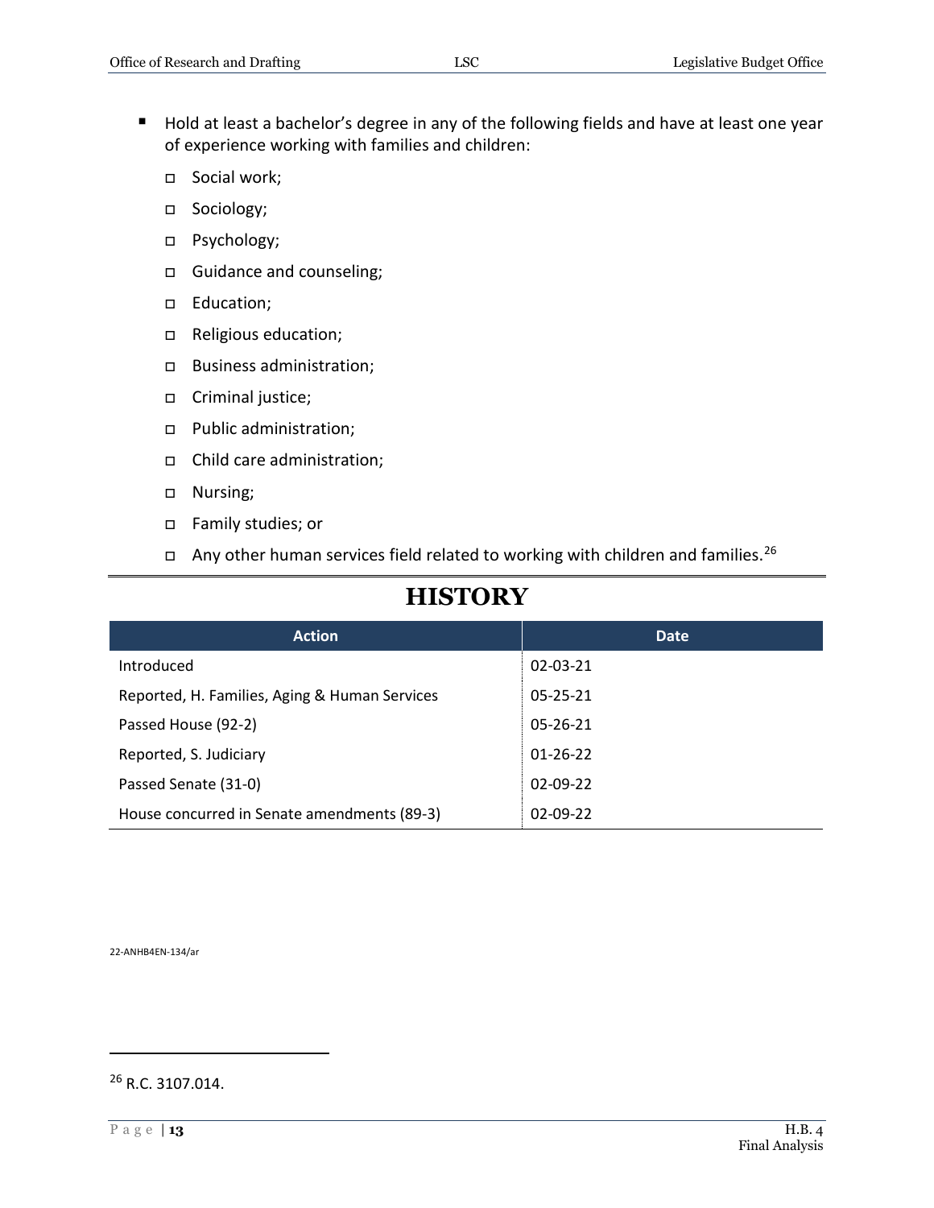- Hold at least a bachelor's degree in any of the following fields and have at least one year of experience working with families and children:
  - Social work;
  - Sociology;
  - Psychology;
  - Guidance and counseling;
  - Education;
  - Religious education;
  - Business administration;
  - Criminal justice;
  - Public administration;
  - Child care administration;
  - Nursing;
  - Family studies; or
  - Any other human services field related to working with children and families.[26]

# HISTORY

| Action | Date |
|---|---|
| Introduced | 02-03-21 |
| Reported, H. Families, Aging & Human Services | 05-25-21 |
| Passed House (92-2) | 05-26-21 |
| Reported, S. Judiciary | 01-26-22 |
| Passed Senate (31-0) | 02-09-22 |
| House concurred in Senate amendments (89-3) | 02-09-22 |

22-ANHB4EN-134/ar

[26] R.C. 3107.014.